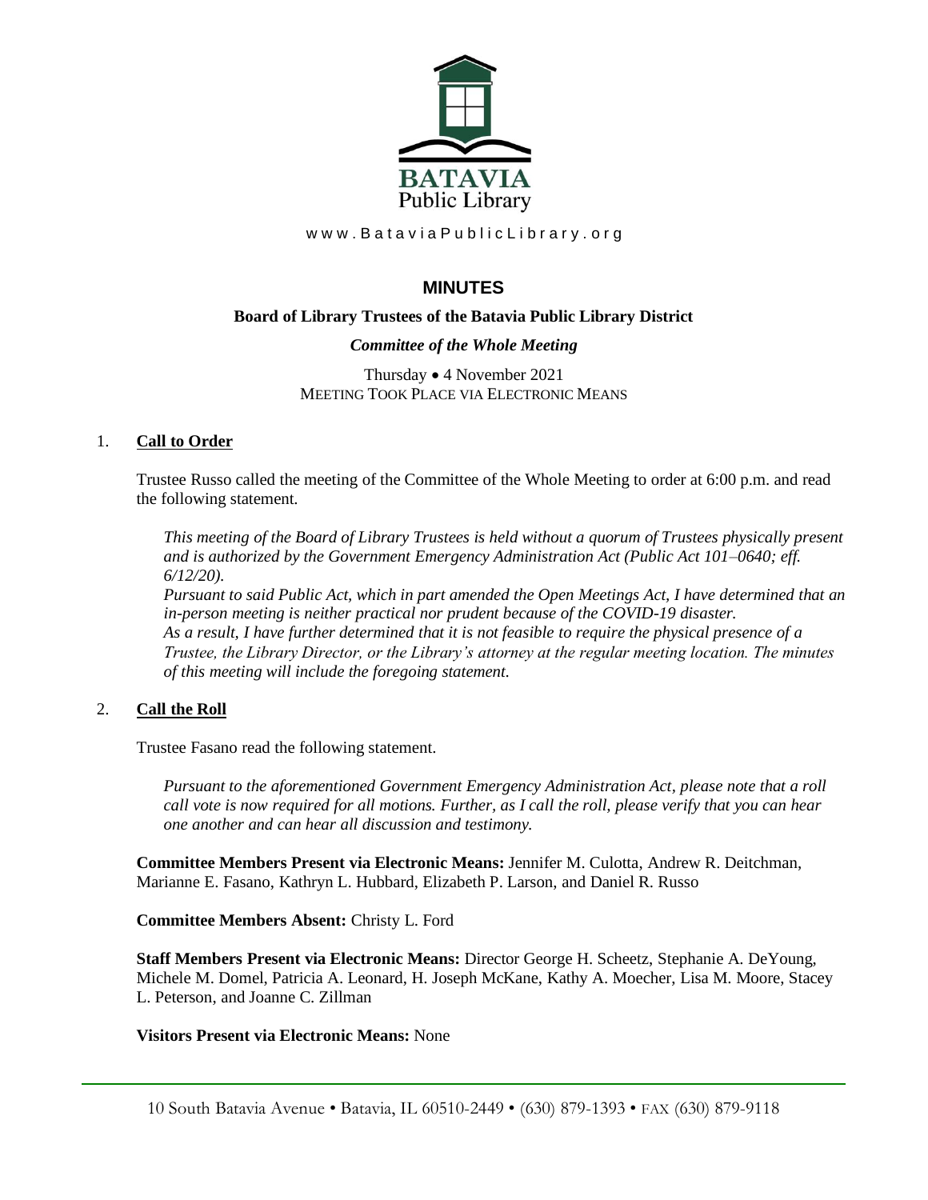BATAVIA
Public Library

www.BataviaPublicLibrary.org

# MINUTES

## Board of Library Trustees of the Batavia Public Library District

### *Committee of the Whole Meeting*

Thursday • 4 November 2021
MEETING TOOK PLACE VIA ELECTRONIC MEANS

1. **Call to Order**

   Trustee Russo called the meeting of the Committee of the Whole Meeting to order at 6:00 p.m. and read the following statement.

   *This meeting of the Board of Library Trustees is held without a quorum of Trustees physically present and is authorized by the Government Emergency Administration Act (Public Act 101–0640; eff. 6/12/20).*
   *Pursuant to said Public Act, which in part amended the Open Meetings Act, I have determined that an in-person meeting is neither practical nor prudent because of the COVID-19 disaster.*
   *As a result, I have further determined that it is not feasible to require the physical presence of a Trustee, the Library Director, or the Library's attorney at the regular meeting location. The minutes of this meeting will include the foregoing statement.*

2. **Call the Roll**

   Trustee Fasano read the following statement.

   *Pursuant to the aforementioned Government Emergency Administration Act, please note that a roll call vote is now required for all motions. Further, as I call the roll, please verify that you can hear one another and can hear all discussion and testimony.*

   **Committee Members Present via Electronic Means:** Jennifer M. Culotta, Andrew R. Deitchman, Marianne E. Fasano, Kathryn L. Hubbard, Elizabeth P. Larson, and Daniel R. Russo

   **Committee Members Absent:** Christy L. Ford

   **Staff Members Present via Electronic Means:** Director George H. Scheetz, Stephanie A. DeYoung, Michele M. Domel, Patricia A. Leonard, H. Joseph McKane, Kathy A. Moecher, Lisa M. Moore, Stacey L. Peterson, and Joanne C. Zillman

   **Visitors Present via Electronic Means:** None

10 South Batavia Avenue • Batavia, IL 60510-2449 • (630) 879-1393 • FAX (630) 879-9118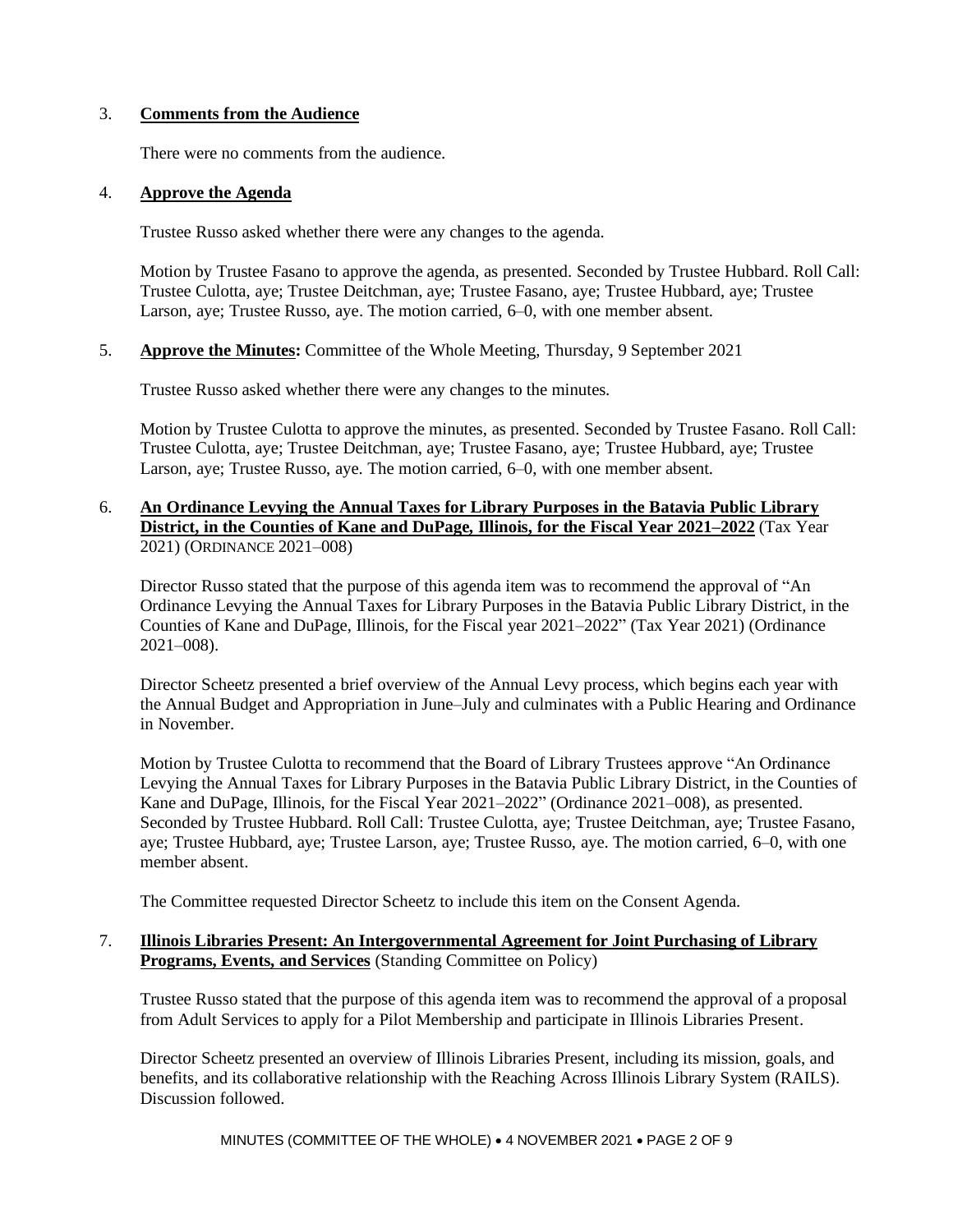3. **Comments from the Audience**

   There were no comments from the audience.

4. **Approve the Agenda**

   Trustee Russo asked whether there were any changes to the agenda.

   Motion by Trustee Fasano to approve the agenda, as presented. Seconded by Trustee Hubbard. Roll Call: Trustee Culotta, aye; Trustee Deitchman, aye; Trustee Fasano, aye; Trustee Hubbard, aye; Trustee Larson, aye; Trustee Russo, aye. The motion carried, 6–0, with one member absent.

5. **Approve the Minutes:** Committee of the Whole Meeting, Thursday, 9 September 2021

   Trustee Russo asked whether there were any changes to the minutes.

   Motion by Trustee Culotta to approve the minutes, as presented. Seconded by Trustee Fasano. Roll Call: Trustee Culotta, aye; Trustee Deitchman, aye; Trustee Fasano, aye; Trustee Hubbard, aye; Trustee Larson, aye; Trustee Russo, aye. The motion carried, 6–0, with one member absent.

6. **An Ordinance Levying the Annual Taxes for Library Purposes in the Batavia Public Library District, in the Counties of Kane and DuPage, Illinois, for the Fiscal Year 2021–2022** (Tax Year 2021) (ORDINANCE 2021–008)

   Director Russo stated that the purpose of this agenda item was to recommend the approval of "An Ordinance Levying the Annual Taxes for Library Purposes in the Batavia Public Library District, in the Counties of Kane and DuPage, Illinois, for the Fiscal year 2021–2022" (Tax Year 2021) (Ordinance 2021–008).

   Director Scheetz presented a brief overview of the Annual Levy process, which begins each year with the Annual Budget and Appropriation in June–July and culminates with a Public Hearing and Ordinance in November.

   Motion by Trustee Culotta to recommend that the Board of Library Trustees approve "An Ordinance Levying the Annual Taxes for Library Purposes in the Batavia Public Library District, in the Counties of Kane and DuPage, Illinois, for the Fiscal Year 2021–2022" (Ordinance 2021–008), as presented. Seconded by Trustee Hubbard. Roll Call: Trustee Culotta, aye; Trustee Deitchman, aye; Trustee Fasano, aye; Trustee Hubbard, aye; Trustee Larson, aye; Trustee Russo, aye. The motion carried, 6–0, with one member absent.

   The Committee requested Director Scheetz to include this item on the Consent Agenda.

7. **Illinois Libraries Present: An Intergovernmental Agreement for Joint Purchasing of Library Programs, Events, and Services** (Standing Committee on Policy)

   Trustee Russo stated that the purpose of this agenda item was to recommend the approval of a proposal from Adult Services to apply for a Pilot Membership and participate in Illinois Libraries Present.

   Director Scheetz presented an overview of Illinois Libraries Present, including its mission, goals, and benefits, and its collaborative relationship with the Reaching Across Illinois Library System (RAILS). Discussion followed.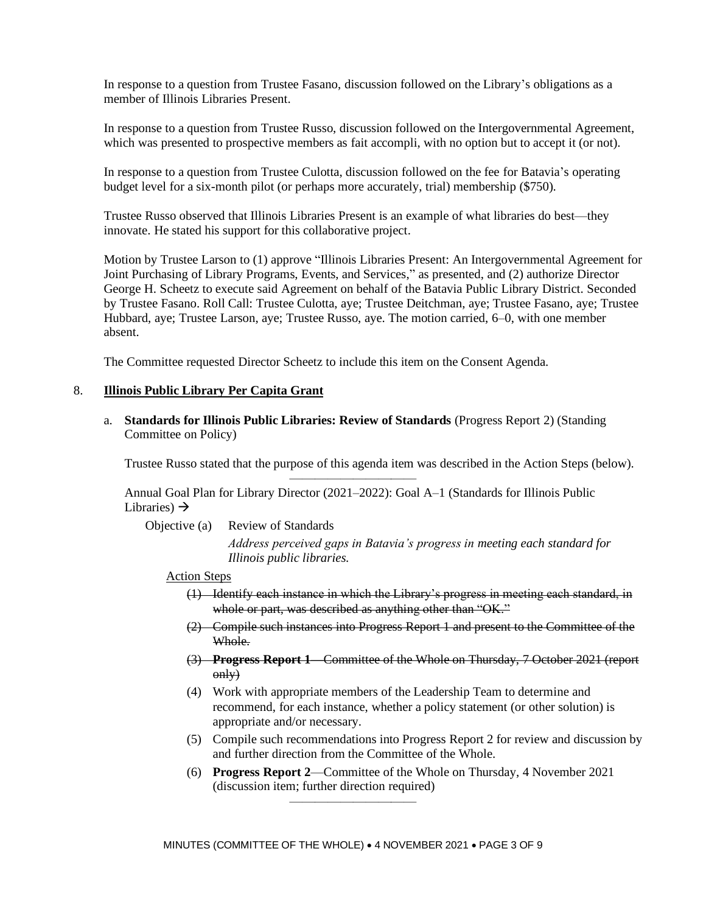In response to a question from Trustee Fasano, discussion followed on the Library's obligations as a member of Illinois Libraries Present.

In response to a question from Trustee Russo, discussion followed on the Intergovernmental Agreement, which was presented to prospective members as fait accompli, with no option but to accept it (or not).

In response to a question from Trustee Culotta, discussion followed on the fee for Batavia's operating budget level for a six-month pilot (or perhaps more accurately, trial) membership ($750).

Trustee Russo observed that Illinois Libraries Present is an example of what libraries do best—they innovate. He stated his support for this collaborative project.

Motion by Trustee Larson to (1) approve "Illinois Libraries Present: An Intergovernmental Agreement for Joint Purchasing of Library Programs, Events, and Services," as presented, and (2) authorize Director George H. Scheetz to execute said Agreement on behalf of the Batavia Public Library District. Seconded by Trustee Fasano. Roll Call: Trustee Culotta, aye; Trustee Deitchman, aye; Trustee Fasano, aye; Trustee Hubbard, aye; Trustee Larson, aye; Trustee Russo, aye. The motion carried, 6–0, with one member absent.

The Committee requested Director Scheetz to include this item on the Consent Agenda.

8. **Illinois Public Library Per Capita Grant**

   a. **Standards for Illinois Public Libraries: Review of Standards** (Progress Report 2) (Standing Committee on Policy)

   Trustee Russo stated that the purpose of this agenda item was described in the Action Steps (below).

   ---

   Annual Goal Plan for Library Director (2021–2022): Goal A–1 (Standards for Illinois Public Libraries) →

   Objective (a) Review of Standards

   *Address perceived gaps in Batavia's progress in meeting each standard for Illinois public libraries.*

   Action Steps

   (1) ~~Identify each instance in which the Library's progress in meeting each standard, in whole or part, was described as anything other than "OK."~~

   (2) ~~Compile such instances into Progress Report 1 and present to the Committee of the Whole.~~

   (3) ~~**Progress Report 1**—Committee of the Whole on Thursday, 7 October 2021 (report only)~~

   (4) Work with appropriate members of the Leadership Team to determine and recommend, for each instance, whether a policy statement (or other solution) is appropriate and/or necessary.

   (5) Compile such recommendations into Progress Report 2 for review and discussion by and further direction from the Committee of the Whole.

   (6) **Progress Report 2**—Committee of the Whole on Thursday, 4 November 2021 (discussion item; further direction required)

   ---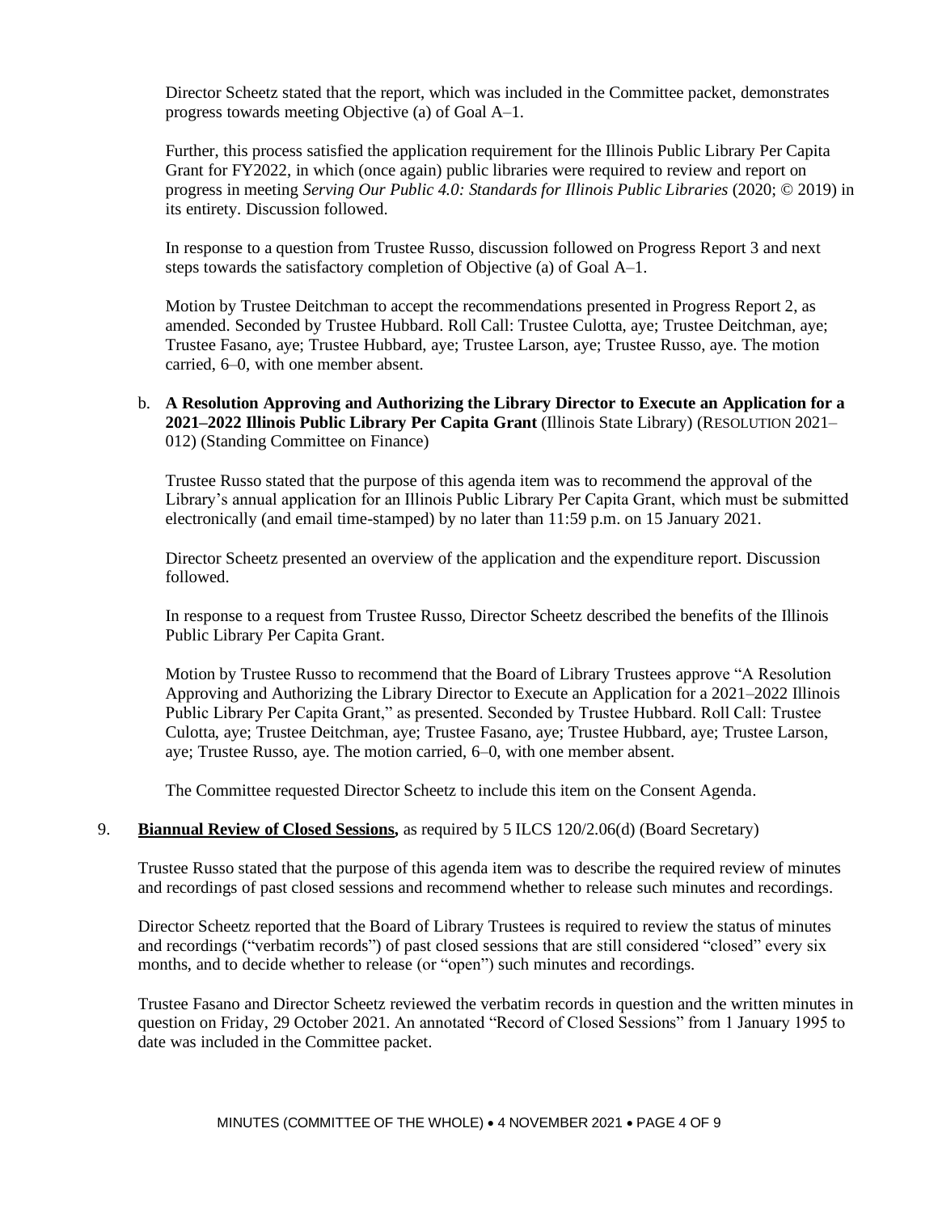Director Scheetz stated that the report, which was included in the Committee packet, demonstrates progress towards meeting Objective (a) of Goal A–1.

Further, this process satisfied the application requirement for the Illinois Public Library Per Capita Grant for FY2022, in which (once again) public libraries were required to review and report on progress in meeting *Serving Our Public 4.0: Standards for Illinois Public Libraries* (2020; © 2019) in its entirety. Discussion followed.

In response to a question from Trustee Russo, discussion followed on Progress Report 3 and next steps towards the satisfactory completion of Objective (a) of Goal A–1.

Motion by Trustee Deitchman to accept the recommendations presented in Progress Report 2, as amended. Seconded by Trustee Hubbard. Roll Call: Trustee Culotta, aye; Trustee Deitchman, aye; Trustee Fasano, aye; Trustee Hubbard, aye; Trustee Larson, aye; Trustee Russo, aye. The motion carried, 6–0, with one member absent.

b. **A Resolution Approving and Authorizing the Library Director to Execute an Application for a 2021–2022 Illinois Public Library Per Capita Grant** (Illinois State Library) (RESOLUTION 2021–012) (Standing Committee on Finance)

Trustee Russo stated that the purpose of this agenda item was to recommend the approval of the Library's annual application for an Illinois Public Library Per Capita Grant, which must be submitted electronically (and email time-stamped) by no later than 11:59 p.m. on 15 January 2021.

Director Scheetz presented an overview of the application and the expenditure report. Discussion followed.

In response to a request from Trustee Russo, Director Scheetz described the benefits of the Illinois Public Library Per Capita Grant.

Motion by Trustee Russo to recommend that the Board of Library Trustees approve "A Resolution Approving and Authorizing the Library Director to Execute an Application for a 2021–2022 Illinois Public Library Per Capita Grant," as presented. Seconded by Trustee Hubbard. Roll Call: Trustee Culotta, aye; Trustee Deitchman, aye; Trustee Fasano, aye; Trustee Hubbard, aye; Trustee Larson, aye; Trustee Russo, aye. The motion carried, 6–0, with one member absent.

The Committee requested Director Scheetz to include this item on the Consent Agenda.

9. **Biannual Review of Closed Sessions,** as required by 5 ILCS 120/2.06(d) (Board Secretary)

Trustee Russo stated that the purpose of this agenda item was to describe the required review of minutes and recordings of past closed sessions and recommend whether to release such minutes and recordings.

Director Scheetz reported that the Board of Library Trustees is required to review the status of minutes and recordings ("verbatim records") of past closed sessions that are still considered "closed" every six months, and to decide whether to release (or "open") such minutes and recordings.

Trustee Fasano and Director Scheetz reviewed the verbatim records in question and the written minutes in question on Friday, 29 October 2021. An annotated "Record of Closed Sessions" from 1 January 1995 to date was included in the Committee packet.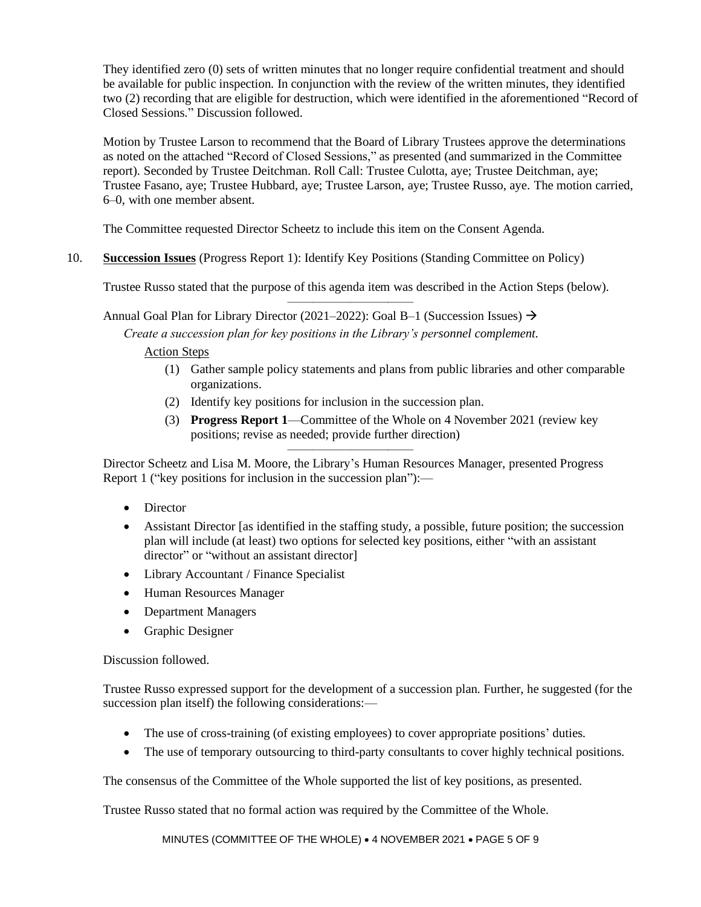They identified zero (0) sets of written minutes that no longer require confidential treatment and should be available for public inspection. In conjunction with the review of the written minutes, they identified two (2) recording that are eligible for destruction, which were identified in the aforementioned "Record of Closed Sessions." Discussion followed.

Motion by Trustee Larson to recommend that the Board of Library Trustees approve the determinations as noted on the attached "Record of Closed Sessions," as presented (and summarized in the Committee report). Seconded by Trustee Deitchman. Roll Call: Trustee Culotta, aye; Trustee Deitchman, aye; Trustee Fasano, aye; Trustee Hubbard, aye; Trustee Larson, aye; Trustee Russo, aye. The motion carried, 6–0, with one member absent.

The Committee requested Director Scheetz to include this item on the Consent Agenda.

10. **Succession Issues** (Progress Report 1): Identify Key Positions (Standing Committee on Policy)

Trustee Russo stated that the purpose of this agenda item was described in the Action Steps (below).

---

Annual Goal Plan for Library Director (2021–2022): Goal B–1 (Succession Issues) →

*Create a succession plan for key positions in the Library's personnel complement.*

Action Steps

(1) Gather sample policy statements and plans from public libraries and other comparable organizations.

(2) Identify key positions for inclusion in the succession plan.

(3) **Progress Report 1**—Committee of the Whole on 4 November 2021 (review key positions; revise as needed; provide further direction)

---

Director Scheetz and Lisa M. Moore, the Library's Human Resources Manager, presented Progress Report 1 ("key positions for inclusion in the succession plan"):—

- Director
- Assistant Director [as identified in the staffing study, a possible, future position; the succession plan will include (at least) two options for selected key positions, either "with an assistant director" or "without an assistant director]
- Library Accountant / Finance Specialist
- Human Resources Manager
- Department Managers
- Graphic Designer

Discussion followed.

Trustee Russo expressed support for the development of a succession plan. Further, he suggested (for the succession plan itself) the following considerations:—

- The use of cross-training (of existing employees) to cover appropriate positions' duties.
- The use of temporary outsourcing to third-party consultants to cover highly technical positions.

The consensus of the Committee of the Whole supported the list of key positions, as presented.

Trustee Russo stated that no formal action was required by the Committee of the Whole.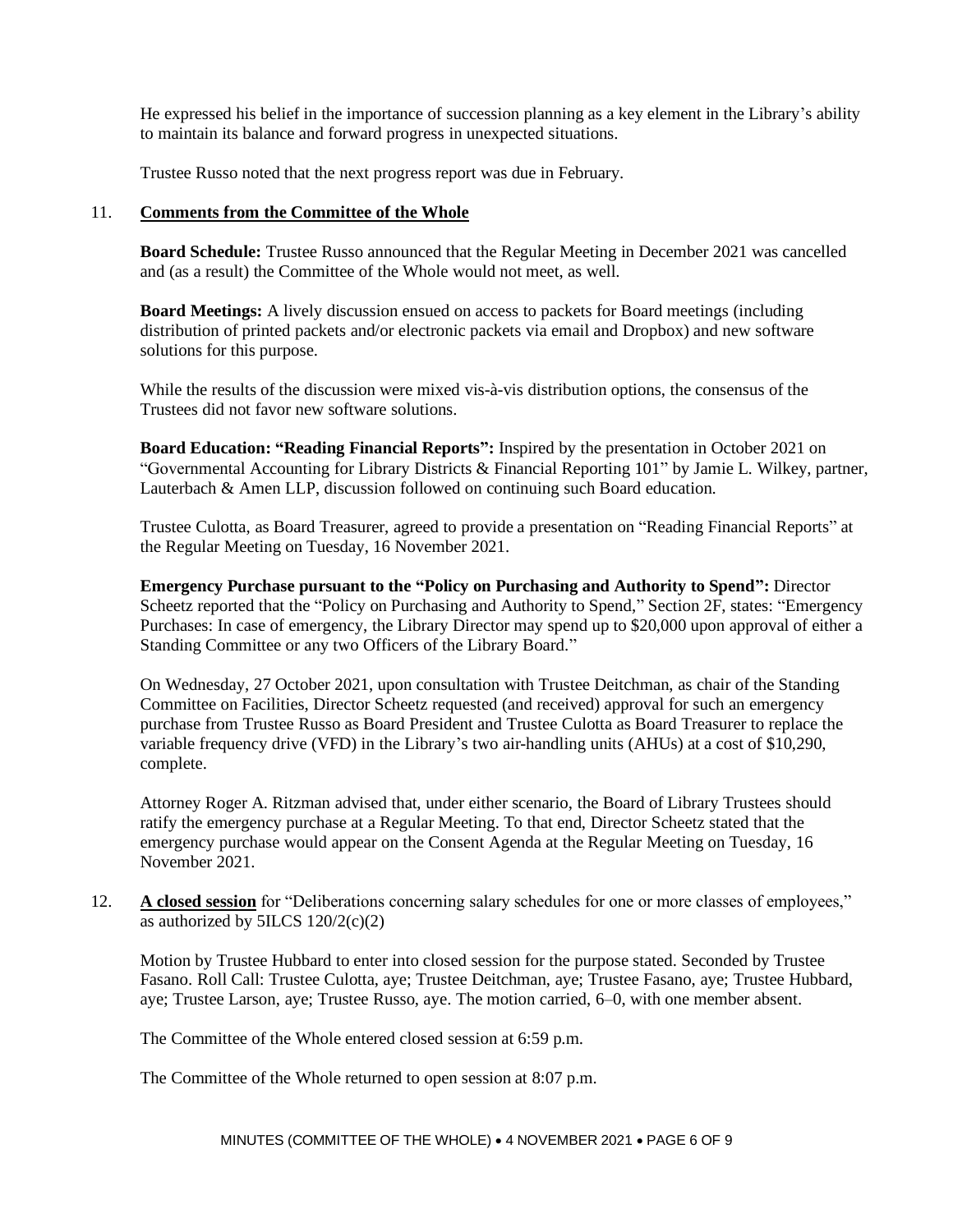He expressed his belief in the importance of succession planning as a key element in the Library's ability to maintain its balance and forward progress in unexpected situations.

Trustee Russo noted that the next progress report was due in February.

11. **Comments from the Committee of the Whole**

**Board Schedule:** Trustee Russo announced that the Regular Meeting in December 2021 was cancelled and (as a result) the Committee of the Whole would not meet, as well.

**Board Meetings:** A lively discussion ensued on access to packets for Board meetings (including distribution of printed packets and/or electronic packets via email and Dropbox) and new software solutions for this purpose.

While the results of the discussion were mixed vis-à-vis distribution options, the consensus of the Trustees did not favor new software solutions.

**Board Education: "Reading Financial Reports":** Inspired by the presentation in October 2021 on "Governmental Accounting for Library Districts & Financial Reporting 101" by Jamie L. Wilkey, partner, Lauterbach & Amen LLP, discussion followed on continuing such Board education.

Trustee Culotta, as Board Treasurer, agreed to provide a presentation on "Reading Financial Reports" at the Regular Meeting on Tuesday, 16 November 2021.

**Emergency Purchase pursuant to the "Policy on Purchasing and Authority to Spend":** Director Scheetz reported that the "Policy on Purchasing and Authority to Spend," Section 2F, states: "Emergency Purchases: In case of emergency, the Library Director may spend up to $20,000 upon approval of either a Standing Committee or any two Officers of the Library Board."

On Wednesday, 27 October 2021, upon consultation with Trustee Deitchman, as chair of the Standing Committee on Facilities, Director Scheetz requested (and received) approval for such an emergency purchase from Trustee Russo as Board President and Trustee Culotta as Board Treasurer to replace the variable frequency drive (VFD) in the Library's two air-handling units (AHUs) at a cost of $10,290, complete.

Attorney Roger A. Ritzman advised that, under either scenario, the Board of Library Trustees should ratify the emergency purchase at a Regular Meeting. To that end, Director Scheetz stated that the emergency purchase would appear on the Consent Agenda at the Regular Meeting on Tuesday, 16 November 2021.

12. **A closed session** for "Deliberations concerning salary schedules for one or more classes of employees," as authorized by 5ILCS 120/2(c)(2)

Motion by Trustee Hubbard to enter into closed session for the purpose stated. Seconded by Trustee Fasano. Roll Call: Trustee Culotta, aye; Trustee Deitchman, aye; Trustee Fasano, aye; Trustee Hubbard, aye; Trustee Larson, aye; Trustee Russo, aye. The motion carried, 6–0, with one member absent.

The Committee of the Whole entered closed session at 6:59 p.m.

The Committee of the Whole returned to open session at 8:07 p.m.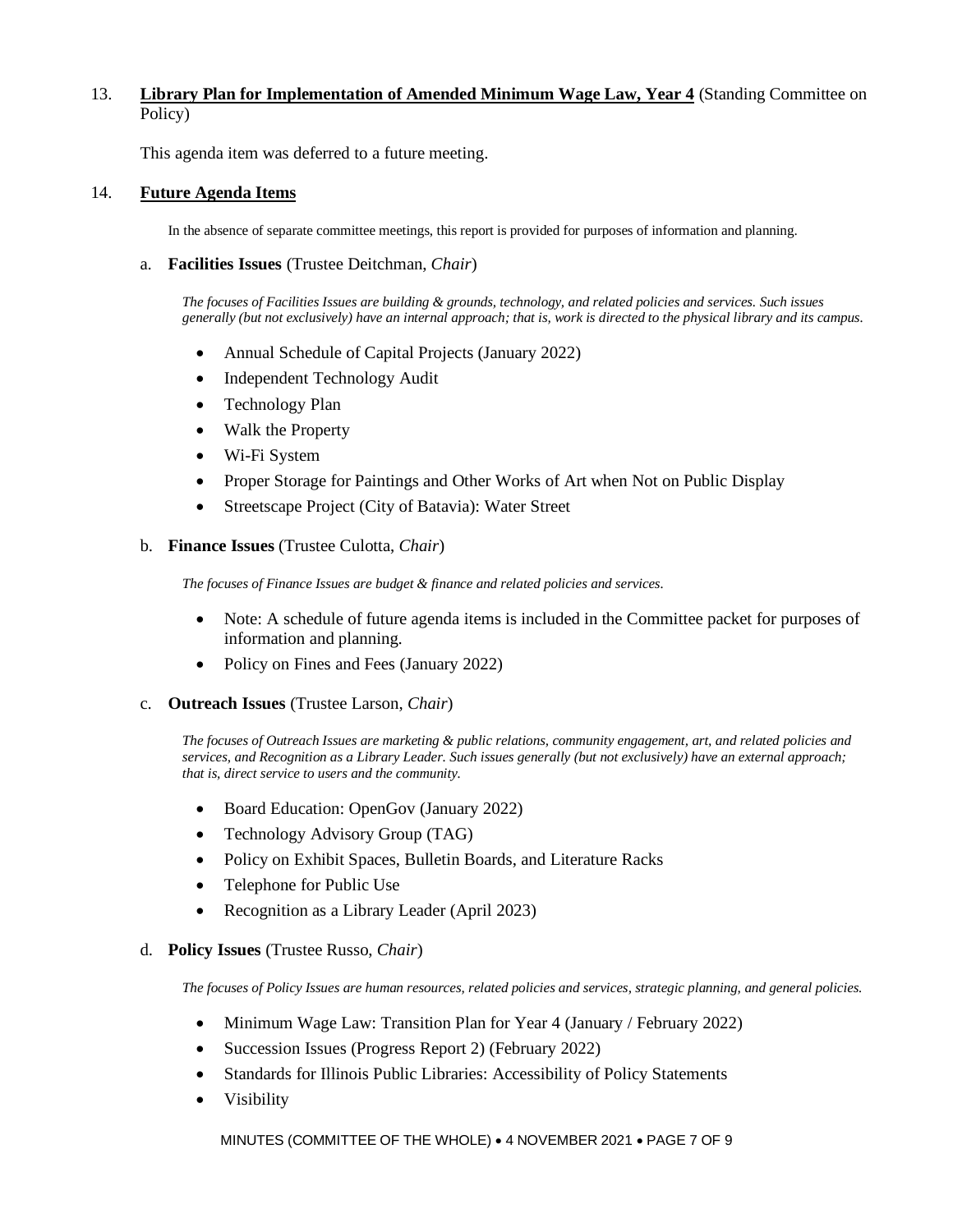13. **Library Plan for Implementation of Amended Minimum Wage Law, Year 4** (Standing Committee on Policy)

This agenda item was deferred to a future meeting.

14. **Future Agenda Items**

In the absence of separate committee meetings, this report is provided for purposes of information and planning.

a. **Facilities Issues** (Trustee Deitchman, *Chair*)

*The focuses of Facilities Issues are building & grounds, technology, and related policies and services. Such issues generally (but not exclusively) have an internal approach; that is, work is directed to the physical library and its campus.*

- Annual Schedule of Capital Projects (January 2022)
- Independent Technology Audit
- Technology Plan
- Walk the Property
- Wi-Fi System
- Proper Storage for Paintings and Other Works of Art when Not on Public Display
- Streetscape Project (City of Batavia): Water Street

b. **Finance Issues** (Trustee Culotta, *Chair*)

*The focuses of Finance Issues are budget & finance and related policies and services.*

- Note: A schedule of future agenda items is included in the Committee packet for purposes of information and planning.
- Policy on Fines and Fees (January 2022)

c. **Outreach Issues** (Trustee Larson, *Chair*)

*The focuses of Outreach Issues are marketing & public relations, community engagement, art, and related policies and services, and Recognition as a Library Leader. Such issues generally (but not exclusively) have an external approach; that is, direct service to users and the community.*

- Board Education: OpenGov (January 2022)
- Technology Advisory Group (TAG)
- Policy on Exhibit Spaces, Bulletin Boards, and Literature Racks
- Telephone for Public Use
- Recognition as a Library Leader (April 2023)

d. **Policy Issues** (Trustee Russo, *Chair*)

*The focuses of Policy Issues are human resources, related policies and services, strategic planning, and general policies.*

- Minimum Wage Law: Transition Plan for Year 4 (January / February 2022)
- Succession Issues (Progress Report 2) (February 2022)
- Standards for Illinois Public Libraries: Accessibility of Policy Statements
- Visibility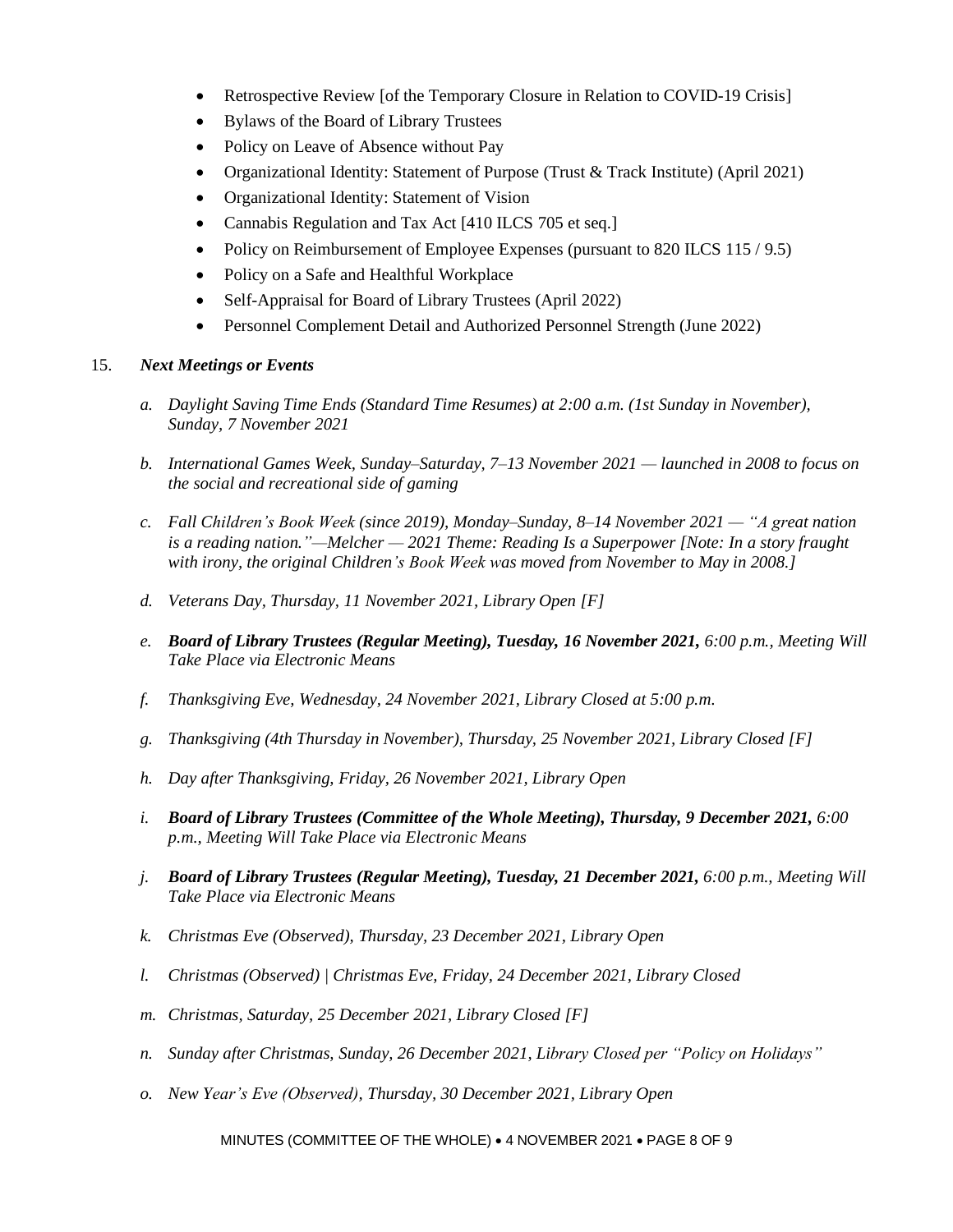- Retrospective Review [of the Temporary Closure in Relation to COVID-19 Crisis]
- Bylaws of the Board of Library Trustees
- Policy on Leave of Absence without Pay
- Organizational Identity: Statement of Purpose (Trust & Track Institute) (April 2021)
- Organizational Identity: Statement of Vision
- Cannabis Regulation and Tax Act [410 ILCS 705 et seq.]
- Policy on Reimbursement of Employee Expenses (pursuant to 820 ILCS 115 / 9.5)
- Policy on a Safe and Healthful Workplace
- Self-Appraisal for Board of Library Trustees (April 2022)
- Personnel Complement Detail and Authorized Personnel Strength (June 2022)

15. ***Next Meetings or Events***

*a. Daylight Saving Time Ends (Standard Time Resumes) at 2:00 a.m. (1st Sunday in November), Sunday, 7 November 2021*

*b. International Games Week, Sunday–Saturday, 7–13 November 2021 — launched in 2008 to focus on the social and recreational side of gaming*

*c. Fall Children's Book Week (since 2019), Monday–Sunday, 8–14 November 2021 — "A great nation is a reading nation."—Melcher — 2021 Theme: Reading Is a Superpower [Note: In a story fraught with irony, the original Children's Book Week was moved from November to May in 2008.]*

*d. Veterans Day, Thursday, 11 November 2021, Library Open [F]*

*e. **Board of Library Trustees (Regular Meeting), Tuesday, 16 November 2021,** 6:00 p.m., Meeting Will Take Place via Electronic Means*

*f. Thanksgiving Eve, Wednesday, 24 November 2021, Library Closed at 5:00 p.m.*

*g. Thanksgiving (4th Thursday in November), Thursday, 25 November 2021, Library Closed [F]*

*h. Day after Thanksgiving, Friday, 26 November 2021, Library Open*

*i. **Board of Library Trustees (Committee of the Whole Meeting), Thursday, 9 December 2021,** 6:00 p.m., Meeting Will Take Place via Electronic Means*

*j. **Board of Library Trustees (Regular Meeting), Tuesday, 21 December 2021,** 6:00 p.m., Meeting Will Take Place via Electronic Means*

*k. Christmas Eve (Observed), Thursday, 23 December 2021, Library Open*

*l. Christmas (Observed) | Christmas Eve, Friday, 24 December 2021, Library Closed*

*m. Christmas, Saturday, 25 December 2021, Library Closed [F]*

*n. Sunday after Christmas, Sunday, 26 December 2021, Library Closed per "Policy on Holidays"*

*o. New Year's Eve (Observed), Thursday, 30 December 2021, Library Open*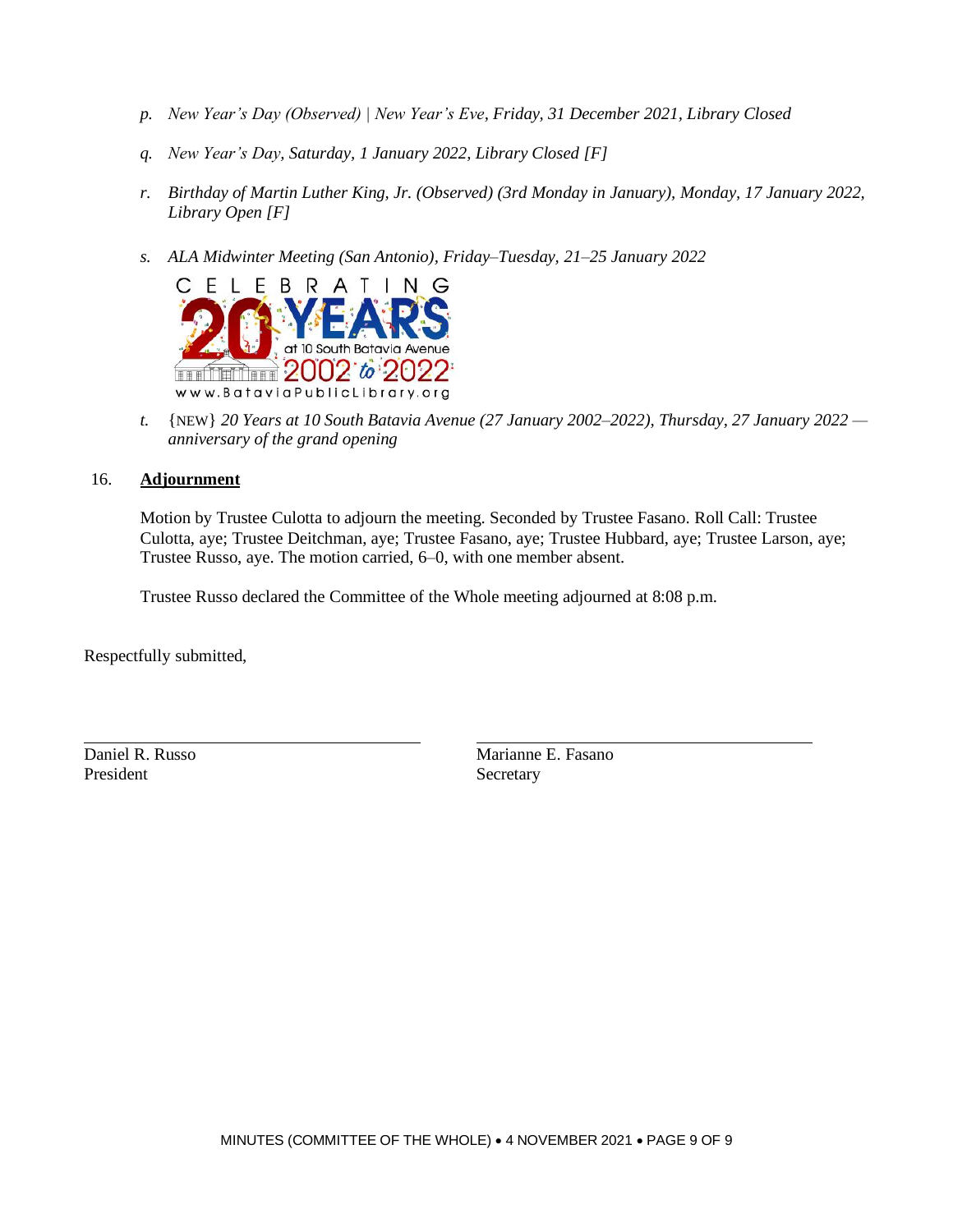p. *New Year's Day (Observed) | New Year's Eve, Friday, 31 December 2021, Library Closed*

q. *New Year's Day, Saturday, 1 January 2022, Library Closed [F]*

r. *Birthday of Martin Luther King, Jr. (Observed) (3rd Monday in January), Monday, 17 January 2022, Library Open [F]*

s. *ALA Midwinter Meeting (San Antonio), Friday–Tuesday, 21–25 January 2022*

t. {NEW} *20 Years at 10 South Batavia Avenue (27 January 2002–2022), Thursday, 27 January 2022 — anniversary of the grand opening*

16. **Adjournment**

Motion by Trustee Culotta to adjourn the meeting. Seconded by Trustee Fasano. Roll Call: Trustee Culotta, aye; Trustee Deitchman, aye; Trustee Fasano, aye; Trustee Hubbard, aye; Trustee Larson, aye; Trustee Russo, aye. The motion carried, 6–0, with one member absent.

Trustee Russo declared the Committee of the Whole meeting adjourned at 8:08 p.m.

Respectfully submitted,

| | |
|---|---|
| Daniel R. Russo<br>President | Marianne E. Fasano<br>Secretary |